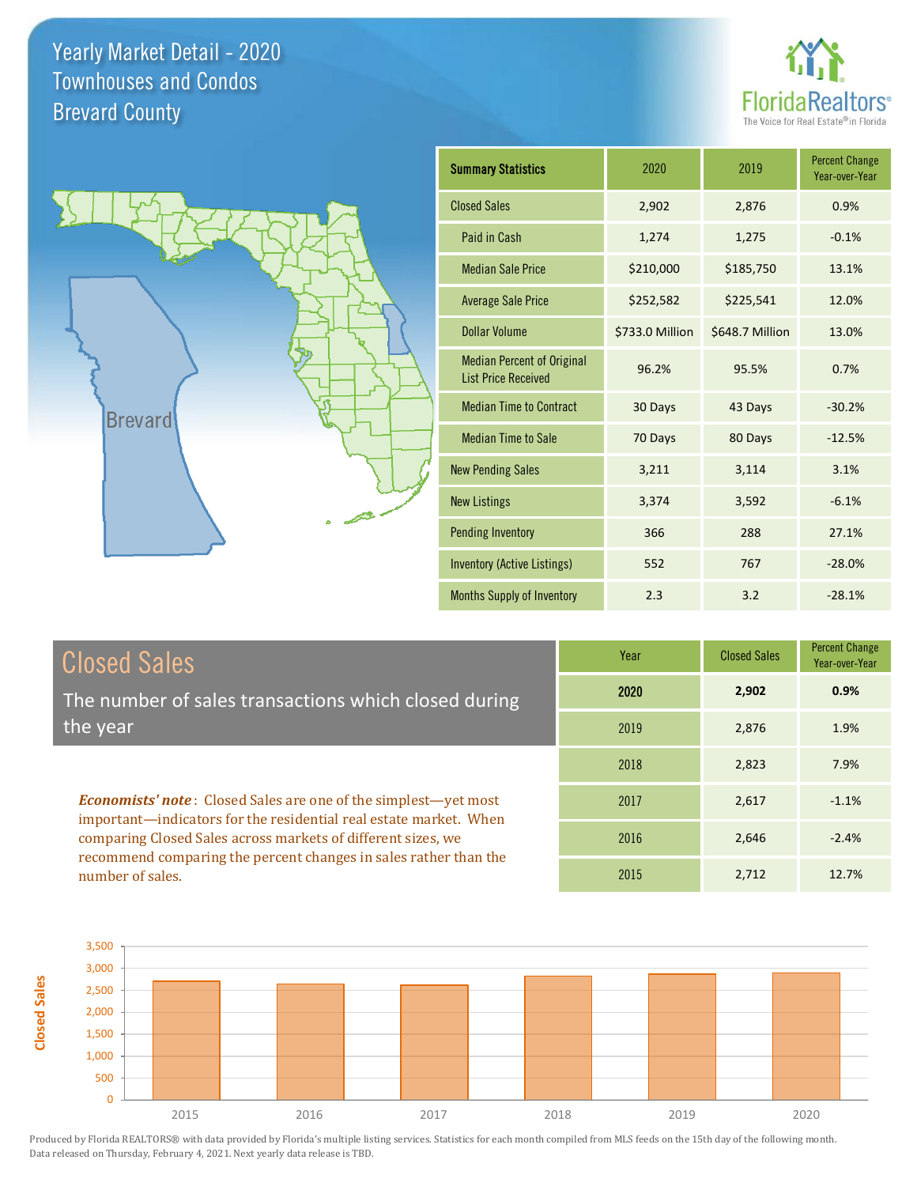# Yearly Market Detail - 2020
## Townhouses and Condos
## Brevard County

FloridaRealtors® The Voice for Real Estate® in Florida

Brevard

| Summary Statistics | 2020 | 2019 | Percent Change Year-over-Year |
|---|---|---|---|
| Closed Sales | 2,902 | 2,876 | 0.9% |
| Paid in Cash | 1,274 | 1,275 | -0.1% |
| Median Sale Price | $210,000 | $185,750 | 13.1% |
| Average Sale Price | $252,582 | $225,541 | 12.0% |
| Dollar Volume | $733.0 Million | $648.7 Million | 13.0% |
| Median Percent of Original List Price Received | 96.2% | 95.5% | 0.7% |
| Median Time to Contract | 30 Days | 43 Days | -30.2% |
| Median Time to Sale | 70 Days | 80 Days | -12.5% |
| New Pending Sales | 3,211 | 3,114 | 3.1% |
| New Listings | 3,374 | 3,592 | -6.1% |
| Pending Inventory | 366 | 288 | 27.1% |
| Inventory (Active Listings) | 552 | 767 | -28.0% |
| Months Supply of Inventory | 2.3 | 3.2 | -28.1% |

## Closed Sales

The number of sales transactions which closed during the year

***Economists' note***: Closed Sales are one of the simplest—yet most important—indicators for the residential real estate market. When comparing Closed Sales across markets of different sizes, we recommend comparing the percent changes in sales rather than the number of sales.

| Year | Closed Sales | Percent Change Year-over-Year |
|---|---|---|
| **2020** | **2,902** | **0.9%** |
| 2019 | 2,876 | 1.9% |
| 2018 | 2,823 | 7.9% |
| 2017 | 2,617 | -1.1% |
| 2016 | 2,646 | -2.4% |
| 2015 | 2,712 | 12.7% |

Produced by Florida REALTORS® with data provided by Florida's multiple listing services. Statistics for each month compiled from MLS feeds on the 15th day of the following month. Data released on Thursday, February 4, 2021. Next yearly data release is TBD.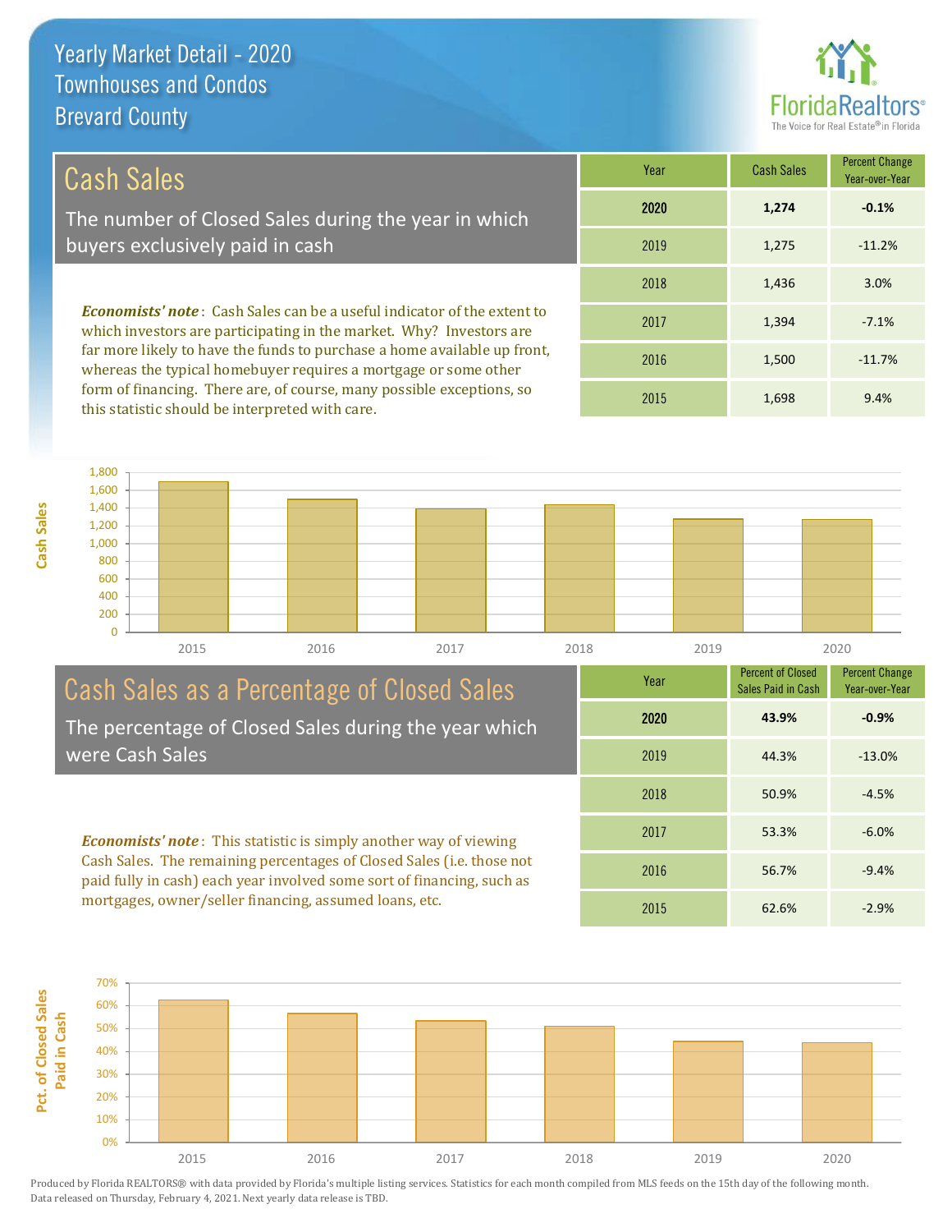# Yearly Market Detail - 2020
## Townhouses and Condos
## Brevard County

## Cash Sales

The number of Closed Sales during the year in which buyers exclusively paid in cash

***Economists' note***: Cash Sales can be a useful indicator of the extent to which investors are participating in the market. Why? Investors are far more likely to have the funds to purchase a home available up front, whereas the typical homebuyer requires a mortgage or some other form of financing. There are, of course, many possible exceptions, so this statistic should be interpreted with care.

| Year | Cash Sales | Percent Change Year-over-Year |
|---|---|---|
| **2020** | **1,274** | **-0.1%** |
| 2019 | 1,275 | -11.2% |
| 2018 | 1,436 | 3.0% |
| 2017 | 1,394 | -7.1% |
| 2016 | 1,500 | -11.7% |
| 2015 | 1,698 | 9.4% |

## Cash Sales as a Percentage of Closed Sales

The percentage of Closed Sales during the year which were Cash Sales

***Economists' note***: This statistic is simply another way of viewing Cash Sales. The remaining percentages of Closed Sales (i.e. those not paid fully in cash) each year involved some sort of financing, such as mortgages, owner/seller financing, assumed loans, etc.

| Year | Percent of Closed Sales Paid in Cash | Percent Change Year-over-Year |
|---|---|---|
| **2020** | **43.9%** | **-0.9%** |
| 2019 | 44.3% | -13.0% |
| 2018 | 50.9% | -4.5% |
| 2017 | 53.3% | -6.0% |
| 2016 | 56.7% | -9.4% |
| 2015 | 62.6% | -2.9% |

Produced by Florida REALTORS® with data provided by Florida's multiple listing services. Statistics for each month compiled from MLS feeds on the 15th day of the following month. Data released on Thursday, February 4, 2021. Next yearly data release is TBD.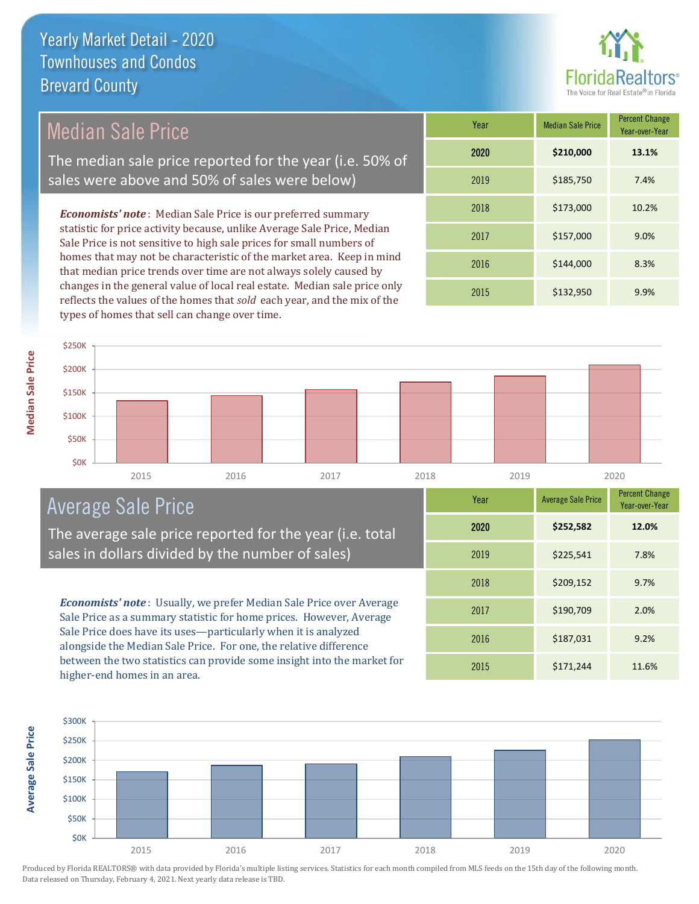# Yearly Market Detail - 2020
## Townhouses and Condos
## Brevard County

## Median Sale Price

The median sale price reported for the year (i.e. 50% of sales were above and 50% of sales were below)

***Economists' note***: Median Sale Price is our preferred summary statistic for price activity because, unlike Average Sale Price, Median Sale Price is not sensitive to high sale prices for small numbers of homes that may not be characteristic of the market area. Keep in mind that median price trends over time are not always solely caused by changes in the general value of local real estate. Median sale price only reflects the values of the homes that *sold* each year, and the mix of the types of homes that sell can change over time.

| Year | Median Sale Price | Percent Change Year-over-Year |
|---|---|---|
| **2020** | **$210,000** | **13.1%** |
| 2019 | $185,750 | 7.4% |
| 2018 | $173,000 | 10.2% |
| 2017 | $157,000 | 9.0% |
| 2016 | $144,000 | 8.3% |
| 2015 | $132,950 | 9.9% |

## Average Sale Price

The average sale price reported for the year (i.e. total sales in dollars divided by the number of sales)

***Economists' note***: Usually, we prefer Median Sale Price over Average Sale Price as a summary statistic for home prices. However, Average Sale Price does have its uses—particularly when it is analyzed alongside the Median Sale Price. For one, the relative difference between the two statistics can provide some insight into the market for higher-end homes in an area.

| Year | Average Sale Price | Percent Change Year-over-Year |
|---|---|---|
| **2020** | **$252,582** | **12.0%** |
| 2019 | $225,541 | 7.8% |
| 2018 | $209,152 | 9.7% |
| 2017 | $190,709 | 2.0% |
| 2016 | $187,031 | 9.2% |
| 2015 | $171,244 | 11.6% |

Produced by Florida REALTORS® with data provided by Florida's multiple listing services. Statistics for each month compiled from MLS feeds on the 15th day of the following month. Data released on Thursday, February 4, 2021. Next yearly data release is TBD.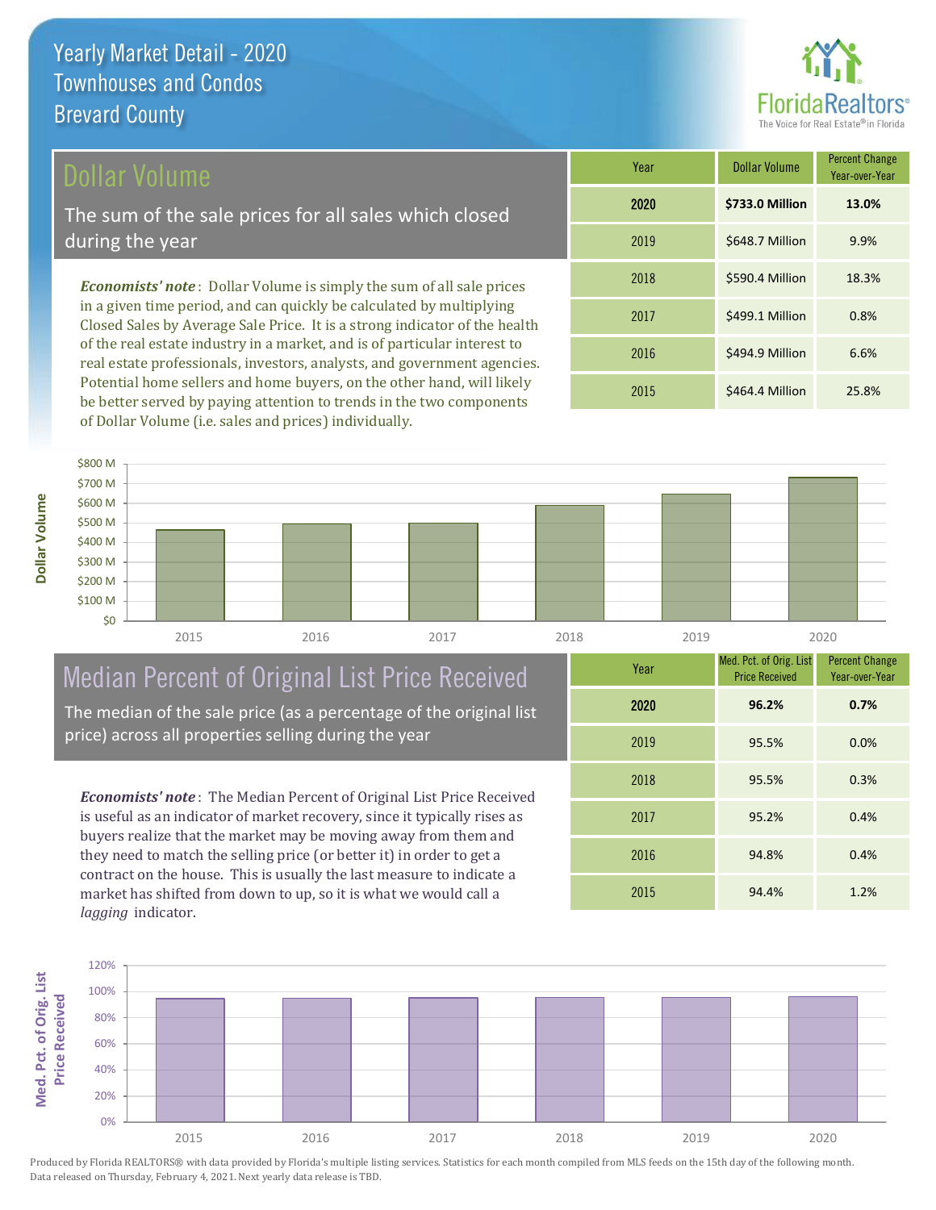# Yearly Market Detail - 2020
## Townhouses and Condos
## Brevard County

## Dollar Volume

The sum of the sale prices for all sales which closed during the year

***Economists' note***: Dollar Volume is simply the sum of all sale prices in a given time period, and can quickly be calculated by multiplying Closed Sales by Average Sale Price. It is a strong indicator of the health of the real estate industry in a market, and is of particular interest to real estate professionals, investors, analysts, and government agencies. Potential home sellers and home buyers, on the other hand, will likely be better served by paying attention to trends in the two components of Dollar Volume (i.e. sales and prices) individually.

| Year | Dollar Volume | Percent Change Year-over-Year |
|---|---|---|
| **2020** | **$733.0 Million** | **13.0%** |
| 2019 | $648.7 Million | 9.9% |
| 2018 | $590.4 Million | 18.3% |
| 2017 | $499.1 Million | 0.8% |
| 2016 | $494.9 Million | 6.6% |
| 2015 | $464.4 Million | 25.8% |

## Median Percent of Original List Price Received

The median of the sale price (as a percentage of the original list price) across all properties selling during the year

***Economists' note***: The Median Percent of Original List Price Received is useful as an indicator of market recovery, since it typically rises as buyers realize that the market may be moving away from them and they need to match the selling price (or better it) in order to get a contract on the house. This is usually the last measure to indicate a market has shifted from down to up, so it is what we would call a *lagging* indicator.

| Year | Med. Pct. of Orig. List Price Received | Percent Change Year-over-Year |
|---|---|---|
| **2020** | **96.2%** | **0.7%** |
| 2019 | 95.5% | 0.0% |
| 2018 | 95.5% | 0.3% |
| 2017 | 95.2% | 0.4% |
| 2016 | 94.8% | 0.4% |
| 2015 | 94.4% | 1.2% |

Produced by Florida REALTORS® with data provided by Florida's multiple listing services. Statistics for each month compiled from MLS feeds on the 15th day of the following month. Data released on Thursday, February 4, 2021. Next yearly data release is TBD.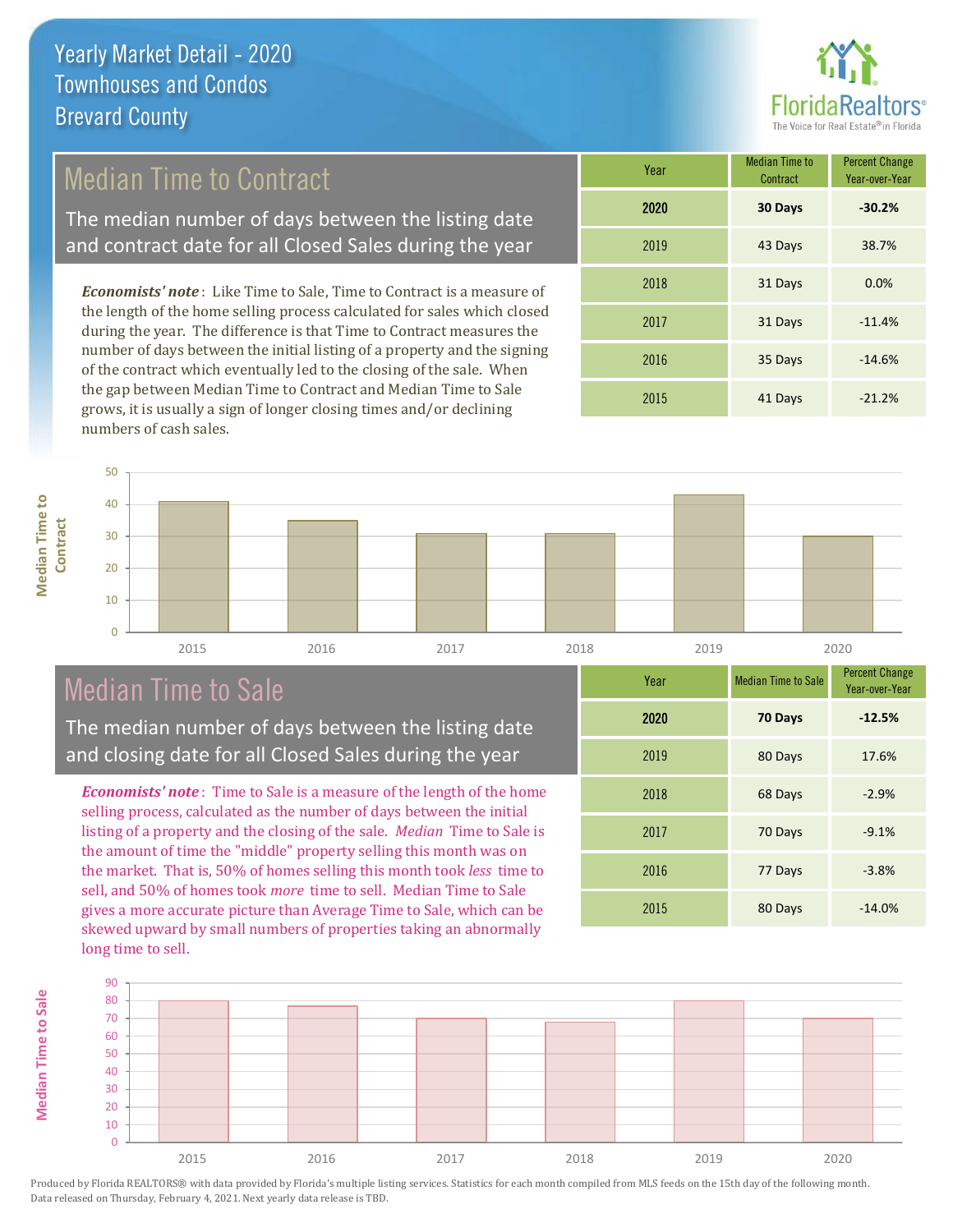# Yearly Market Detail - 2020
## Townhouses and Condos
## Brevard County

FloridaRealtors® The Voice for Real Estate® in Florida

## Median Time to Contract

The median number of days between the listing date and contract date for all Closed Sales during the year

***Economists' note***: Like Time to Sale, Time to Contract is a measure of the length of the home selling process calculated for sales which closed during the year. The difference is that Time to Contract measures the number of days between the initial listing of a property and the signing of the contract which eventually led to the closing of the sale. When the gap between Median Time to Contract and Median Time to Sale grows, it is usually a sign of longer closing times and/or declining numbers of cash sales.

| Year | Median Time to Contract | Percent Change Year-over-Year |
|---|---|---|
| **2020** | **30 Days** | **-30.2%** |
| 2019 | 43 Days | 38.7% |
| 2018 | 31 Days | 0.0% |
| 2017 | 31 Days | -11.4% |
| 2016 | 35 Days | -14.6% |
| 2015 | 41 Days | -21.2% |

## Median Time to Sale

The median number of days between the listing date and closing date for all Closed Sales during the year

***Economists' note***: Time to Sale is a measure of the length of the home selling process, calculated as the number of days between the initial listing of a property and the closing of the sale. *Median* Time to Sale is the amount of time the "middle" property selling this month was on the market. That is, 50% of homes selling this month took *less* time to sell, and 50% of homes took *more* time to sell. Median Time to Sale gives a more accurate picture than Average Time to Sale, which can be skewed upward by small numbers of properties taking an abnormally long time to sell.

| Year | Median Time to Sale | Percent Change Year-over-Year |
|---|---|---|
| **2020** | **70 Days** | **-12.5%** |
| 2019 | 80 Days | 17.6% |
| 2018 | 68 Days | -2.9% |
| 2017 | 70 Days | -9.1% |
| 2016 | 77 Days | -3.8% |
| 2015 | 80 Days | -14.0% |

Produced by Florida REALTORS® with data provided by Florida's multiple listing services. Statistics for each month compiled from MLS feeds on the 15th day of the following month. Data released on Thursday, February 4, 2021. Next yearly data release is TBD.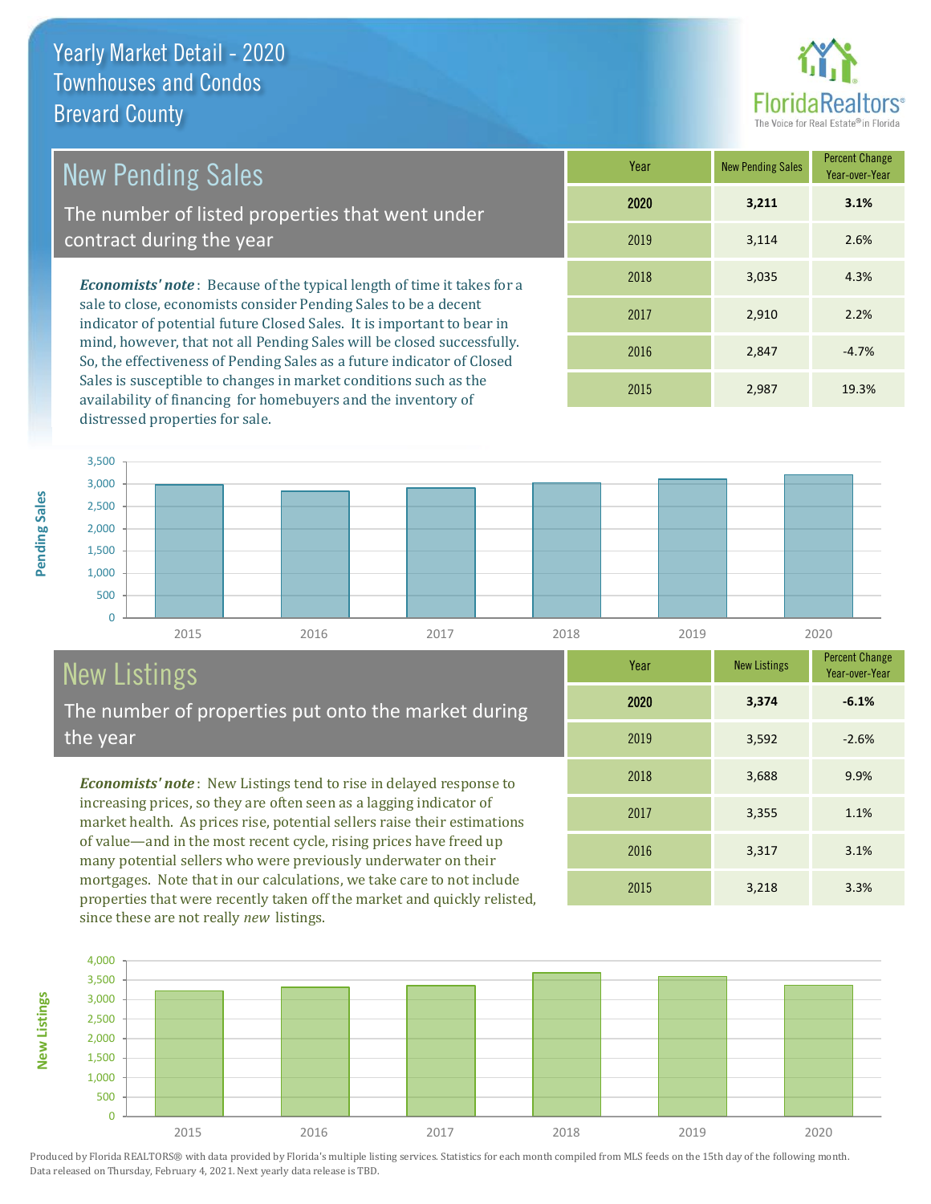# Yearly Market Detail - 2020
## Townhouses and Condos
## Brevard County

## New Pending Sales

The number of listed properties that went under contract during the year

***Economists' note***: Because of the typical length of time it takes for a sale to close, economists consider Pending Sales to be a decent indicator of potential future Closed Sales. It is important to bear in mind, however, that not all Pending Sales will be closed successfully. So, the effectiveness of Pending Sales as a future indicator of Closed Sales is susceptible to changes in market conditions such as the availability of financing for homebuyers and the inventory of distressed properties for sale.

| Year | New Pending Sales | Percent Change Year-over-Year |
|---|---|---|
| **2020** | **3,211** | **3.1%** |
| 2019 | 3,114 | 2.6% |
| 2018 | 3,035 | 4.3% |
| 2017 | 2,910 | 2.2% |
| 2016 | 2,847 | -4.7% |
| 2015 | 2,987 | 19.3% |

## New Listings

The number of properties put onto the market during the year

***Economists' note***: New Listings tend to rise in delayed response to increasing prices, so they are often seen as a lagging indicator of market health. As prices rise, potential sellers raise their estimations of value—and in the most recent cycle, rising prices have freed up many potential sellers who were previously underwater on their mortgages. Note that in our calculations, we take care to not include properties that were recently taken off the market and quickly relisted, since these are not really *new* listings.

| Year | New Listings | Percent Change Year-over-Year |
|---|---|---|
| **2020** | **3,374** | **-6.1%** |
| 2019 | 3,592 | -2.6% |
| 2018 | 3,688 | 9.9% |
| 2017 | 3,355 | 1.1% |
| 2016 | 3,317 | 3.1% |
| 2015 | 3,218 | 3.3% |

Produced by Florida REALTORS® with data provided by Florida's multiple listing services. Statistics for each month compiled from MLS feeds on the 15th day of the following month. Data released on Thursday, February 4, 2021. Next yearly data release is TBD.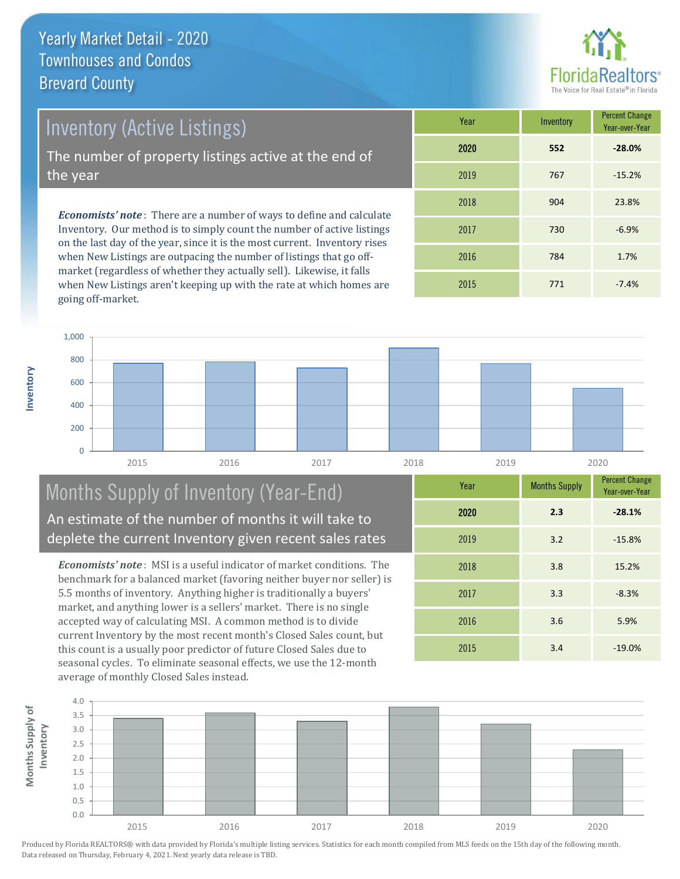# Yearly Market Detail - 2020
## Townhouses and Condos
## Brevard County

## Inventory (Active Listings)

The number of property listings active at the end of the year

*Economists' note*: There are a number of ways to define and calculate Inventory. Our method is to simply count the number of active listings on the last day of the year, since it is the most current. Inventory rises when New Listings are outpacing the number of listings that go off-market (regardless of whether they actually sell). Likewise, it falls when New Listings aren't keeping up with the rate at which homes are going off-market.

| Year | Inventory | Percent Change Year-over-Year |
|---|---|---|
| **2020** | **552** | **-28.0%** |
| 2019 | 767 | -15.2% |
| 2018 | 904 | 23.8% |
| 2017 | 730 | -6.9% |
| 2016 | 784 | 1.7% |
| 2015 | 771 | -7.4% |

## Months Supply of Inventory (Year-End)

An estimate of the number of months it will take to deplete the current Inventory given recent sales rates

*Economists' note*: MSI is a useful indicator of market conditions. The benchmark for a balanced market (favoring neither buyer nor seller) is 5.5 months of inventory. Anything higher is traditionally a buyers' market, and anything lower is a sellers' market. There is no single accepted way of calculating MSI. A common method is to divide current Inventory by the most recent month's Closed Sales count, but this count is a usually poor predictor of future Closed Sales due to seasonal cycles. To eliminate seasonal effects, we use the 12-month average of monthly Closed Sales instead.

| Year | Months Supply | Percent Change Year-over-Year |
|---|---|---|
| **2020** | **2.3** | **-28.1%** |
| 2019 | 3.2 | -15.8% |
| 2018 | 3.8 | 15.2% |
| 2017 | 3.3 | -8.3% |
| 2016 | 3.6 | 5.9% |
| 2015 | 3.4 | -19.0% |

Produced by Florida REALTORS® with data provided by Florida's multiple listing services. Statistics for each month compiled from MLS feeds on the 15th day of the following month. Data released on Thursday, February 4, 2021. Next yearly data release is TBD.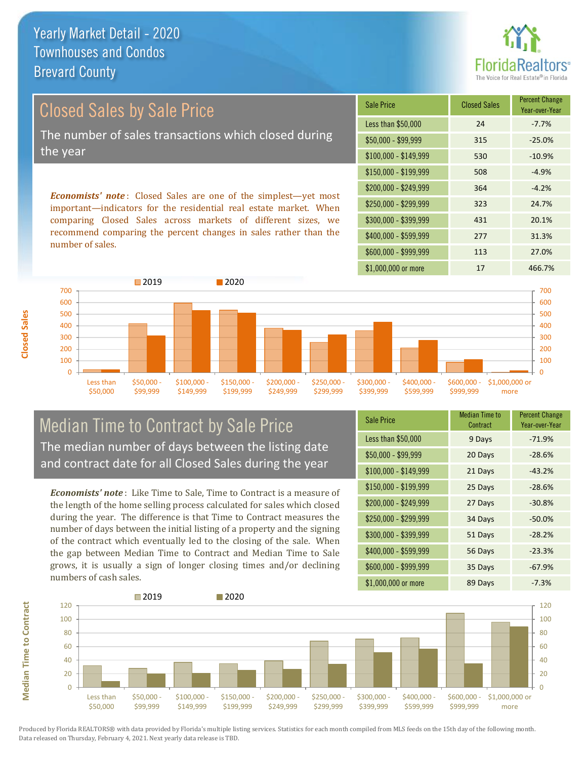# Yearly Market Detail - 2020
## Townhouses and Condos
## Brevard County

## Closed Sales by Sale Price

The number of sales transactions which closed during the year

***Economists' note***: Closed Sales are one of the simplest—yet most important—indicators for the residential real estate market. When comparing Closed Sales across markets of different sizes, we recommend comparing the percent changes in sales rather than the number of sales.

| Sale Price | Closed Sales | Percent Change Year-over-Year |
|---|---|---|
| Less than $50,000 | 24 | -7.7% |
| $50,000 - $99,999 | 315 | -25.0% |
| $100,000 - $149,999 | 530 | -10.9% |
| $150,000 - $199,999 | 508 | -4.9% |
| $200,000 - $249,999 | 364 | -4.2% |
| $250,000 - $299,999 | 323 | 24.7% |
| $300,000 - $399,999 | 431 | 20.1% |
| $400,000 - $599,999 | 277 | 31.3% |
| $600,000 - $999,999 | 113 | 27.0% |
| $1,000,000 or more | 17 | 466.7% |

## Median Time to Contract by Sale Price

The median number of days between the listing date and contract date for all Closed Sales during the year

***Economists' note***: Like Time to Sale, Time to Contract is a measure of the length of the home selling process calculated for sales which closed during the year. The difference is that Time to Contract measures the number of days between the initial listing of a property and the signing of the contract which eventually led to the closing of the sale. When the gap between Median Time to Contract and Median Time to Sale grows, it is usually a sign of longer closing times and/or declining numbers of cash sales.

| Sale Price | Median Time to Contract | Percent Change Year-over-Year |
|---|---|---|
| Less than $50,000 | 9 Days | -71.9% |
| $50,000 - $99,999 | 20 Days | -28.6% |
| $100,000 - $149,999 | 21 Days | -43.2% |
| $150,000 - $199,999 | 25 Days | -28.6% |
| $200,000 - $249,999 | 27 Days | -30.8% |
| $250,000 - $299,999 | 34 Days | -50.0% |
| $300,000 - $399,999 | 51 Days | -28.2% |
| $400,000 - $599,999 | 56 Days | -23.3% |
| $600,000 - $999,999 | 35 Days | -67.9% |
| $1,000,000 or more | 89 Days | -7.3% |

Produced by Florida REALTORS® with data provided by Florida's multiple listing services. Statistics for each month compiled from MLS feeds on the 15th day of the following month. Data released on Thursday, February 4, 2021. Next yearly data release is TBD.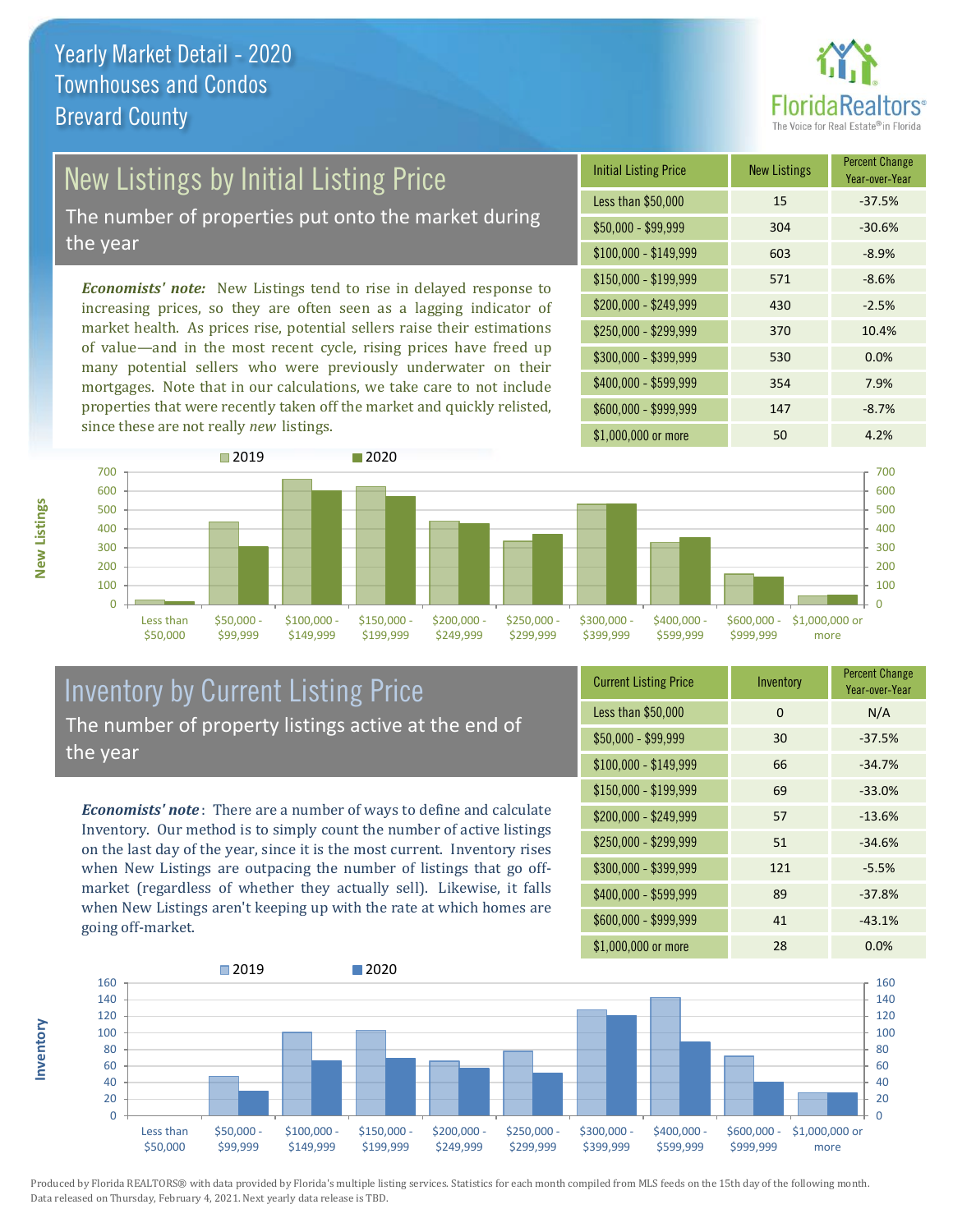# Yearly Market Detail - 2020
## Townhouses and Condos
## Brevard County

## New Listings by Initial Listing Price

The number of properties put onto the market during the year

*Economists' note:* New Listings tend to rise in delayed response to increasing prices, so they are often seen as a lagging indicator of market health. As prices rise, potential sellers raise their estimations of value—and in the most recent cycle, rising prices have freed up many potential sellers who were previously underwater on their mortgages. Note that in our calculations, we take care to not include properties that were recently taken off the market and quickly relisted, since these are not really *new* listings.

| Initial Listing Price | New Listings | Percent Change Year-over-Year |
|---|---|---|
| Less than $50,000 | 15 | -37.5% |
| $50,000 - $99,999 | 304 | -30.6% |
| $100,000 - $149,999 | 603 | -8.9% |
| $150,000 - $199,999 | 571 | -8.6% |
| $200,000 - $249,999 | 430 | -2.5% |
| $250,000 - $299,999 | 370 | 10.4% |
| $300,000 - $399,999 | 530 | 0.0% |
| $400,000 - $599,999 | 354 | 7.9% |
| $600,000 - $999,999 | 147 | -8.7% |
| $1,000,000 or more | 50 | 4.2% |

## Inventory by Current Listing Price

The number of property listings active at the end of the year

*Economists' note*: There are a number of ways to define and calculate Inventory. Our method is to simply count the number of active listings on the last day of the year, since it is the most current. Inventory rises when New Listings are outpacing the number of listings that go off-market (regardless of whether they actually sell). Likewise, it falls when New Listings aren't keeping up with the rate at which homes are going off-market.

| Current Listing Price | Inventory | Percent Change Year-over-Year |
|---|---|---|
| Less than $50,000 | 0 | N/A |
| $50,000 - $99,999 | 30 | -37.5% |
| $100,000 - $149,999 | 66 | -34.7% |
| $150,000 - $199,999 | 69 | -33.0% |
| $200,000 - $249,999 | 57 | -13.6% |
| $250,000 - $299,999 | 51 | -34.6% |
| $300,000 - $399,999 | 121 | -5.5% |
| $400,000 - $599,999 | 89 | -37.8% |
| $600,000 - $999,999 | 41 | -43.1% |
| $1,000,000 or more | 28 | 0.0% |

Produced by Florida REALTORS® with data provided by Florida's multiple listing services. Statistics for each month compiled from MLS feeds on the 15th day of the following month. Data released on Thursday, February 4, 2021. Next yearly data release is TBD.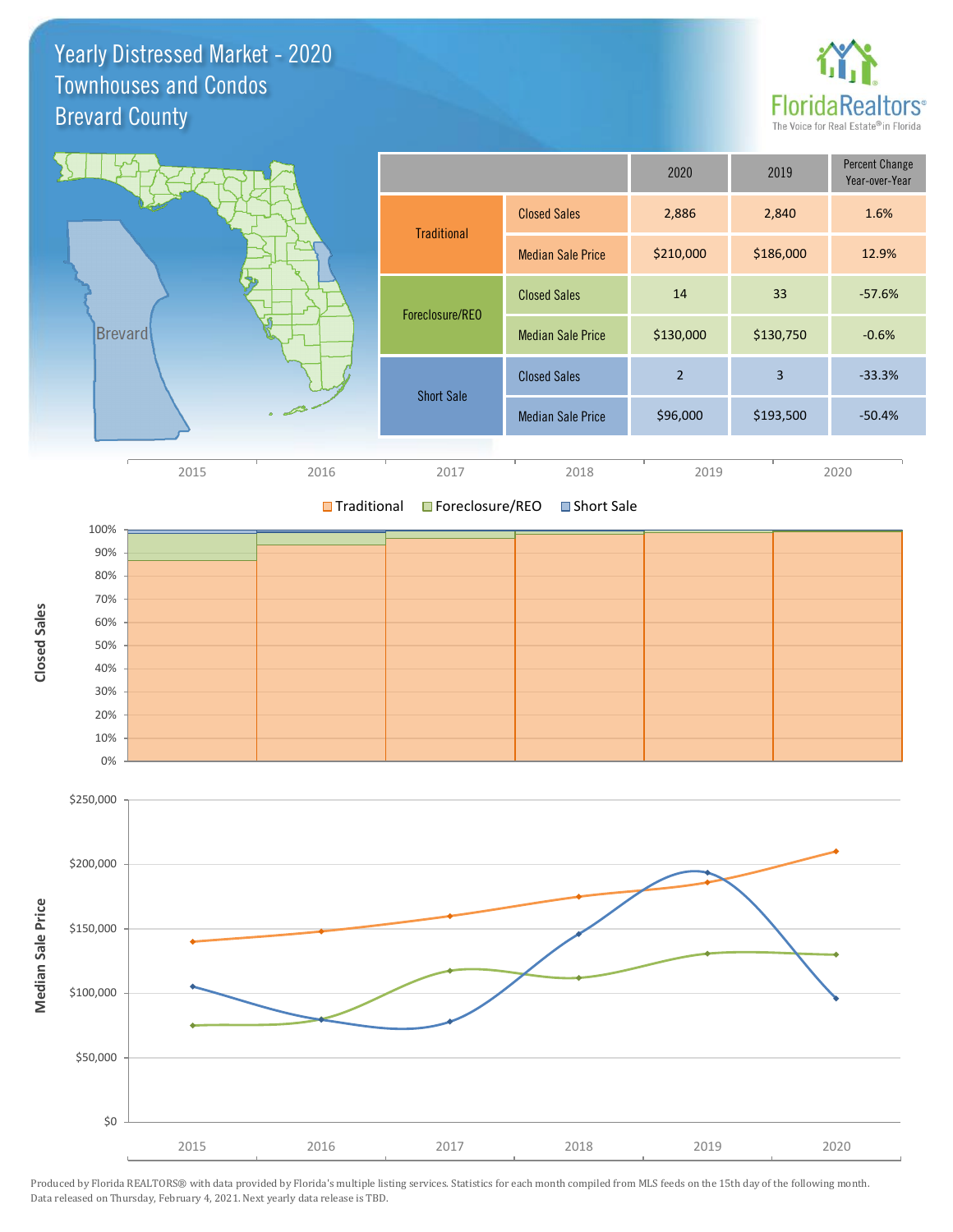# Yearly Distressed Market - 2020
## Townhouses and Condos
## Brevard County

FloridaRealtors®
The Voice for Real Estate® in Florida

Brevard

| | | 2020 | 2019 | Percent Change Year-over-Year |
|---|---|---|---|---|
| Traditional | Closed Sales | 2,886 | 2,840 | 1.6% |
| | Median Sale Price | $210,000 | $186,000 | 12.9% |
| Foreclosure/REO | Closed Sales | 14 | 33 | -57.6% |
| | Median Sale Price | $130,000 | $130,750 | -0.6% |
| Short Sale | Closed Sales | 2 | 3 | -33.3% |
| | Median Sale Price | $96,000 | $193,500 | -50.4% |

2015 2016 2017 2018 2019 2020

Traditional Foreclosure/REO Short Sale

Closed Sales

100% 90% 80% 70% 60% 50% 40% 30% 20% 10% 0%

Median Sale Price

$250,000 $200,000 $150,000 $100,000 $50,000 $0

2015 2016 2017 2018 2019 2020

Produced by Florida REALTORS® with data provided by Florida's multiple listing services. Statistics for each month compiled from MLS feeds on the 15th day of the following month. Data released on Thursday, February 4, 2021. Next yearly data release is TBD.